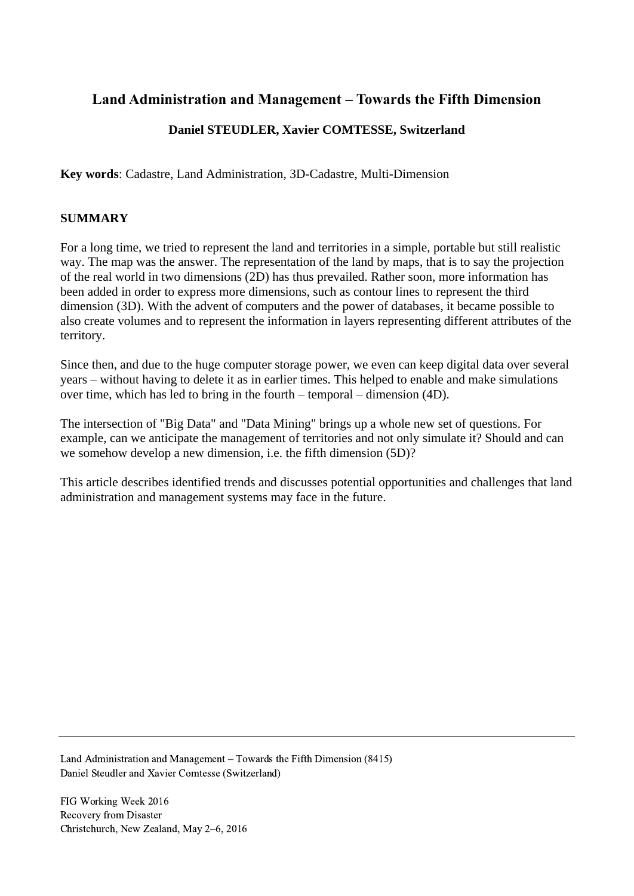# Land Administration and Management – Towards the Fifth Dimension

**Daniel STEUDLER, Xavier COMTESSE, Switzerland**

**Key words**: Cadastre, Land Administration, 3D-Cadastre, Multi-Dimension

## SUMMARY

For a long time, we tried to represent the land and territories in a simple, portable but still realistic way. The map was the answer. The representation of the land by maps, that is to say the projection of the real world in two dimensions (2D) has thus prevailed. Rather soon, more information has been added in order to express more dimensions, such as contour lines to represent the third dimension (3D). With the advent of computers and the power of databases, it became possible to also create volumes and to represent the information in layers representing different attributes of the territory.

Since then, and due to the huge computer storage power, we even can keep digital data over several years – without having to delete it as in earlier times. This helped to enable and make simulations over time, which has led to bring in the fourth – temporal – dimension (4D).

The intersection of "Big Data" and "Data Mining" brings up a whole new set of questions. For example, can we anticipate the management of territories and not only simulate it? Should and can we somehow develop a new dimension, i.e. the fifth dimension (5D)?

This article describes identified trends and discusses potential opportunities and challenges that land administration and management systems may face in the future.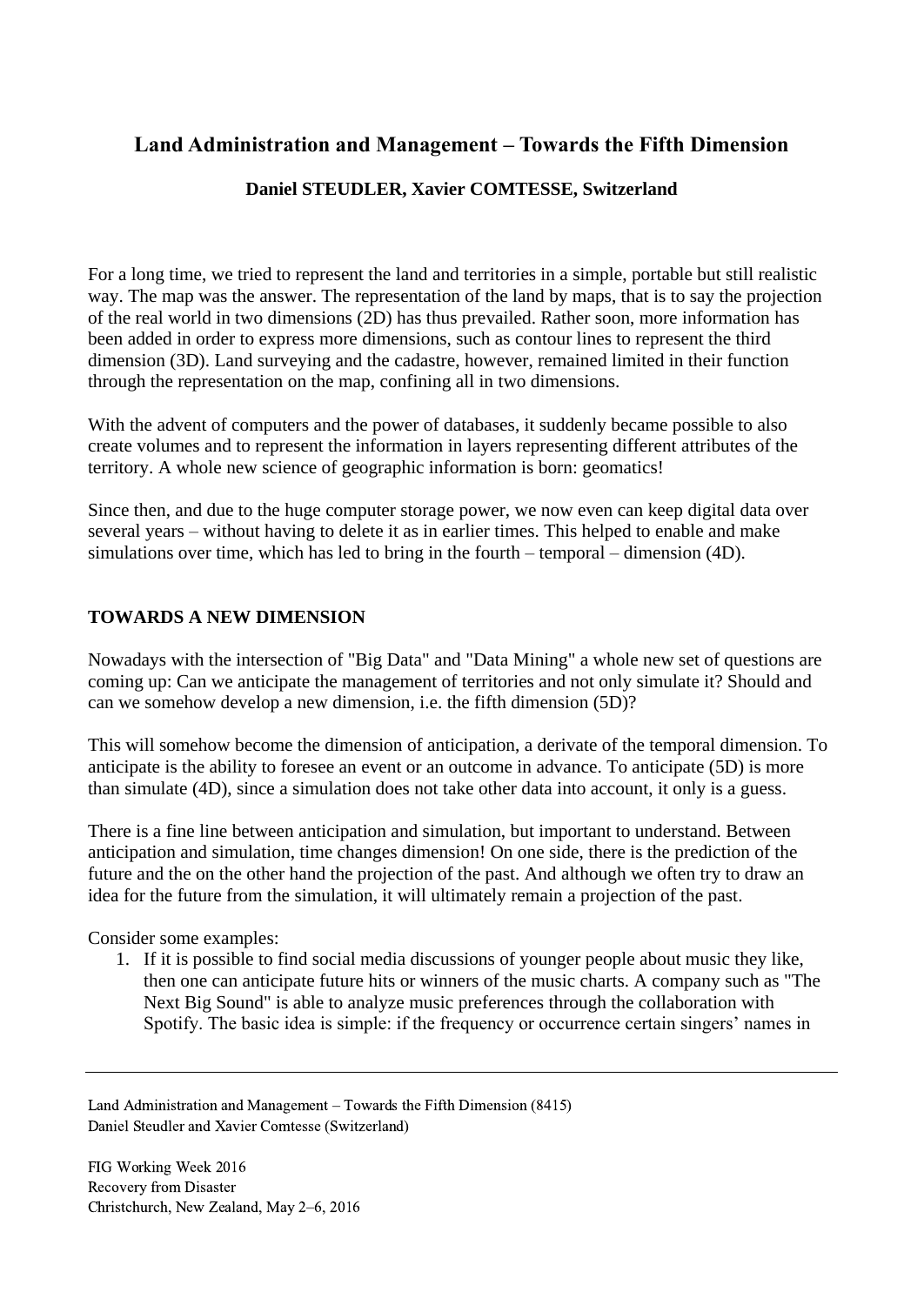# Land Administration and Management – Towards the Fifth Dimension

**Daniel STEUDLER, Xavier COMTESSE, Switzerland**

For a long time, we tried to represent the land and territories in a simple, portable but still realistic way. The map was the answer. The representation of the land by maps, that is to say the projection of the real world in two dimensions (2D) has thus prevailed. Rather soon, more information has been added in order to express more dimensions, such as contour lines to represent the third dimension (3D). Land surveying and the cadastre, however, remained limited in their function through the representation on the map, confining all in two dimensions.

With the advent of computers and the power of databases, it suddenly became possible to also create volumes and to represent the information in layers representing different attributes of the territory. A whole new science of geographic information is born: geomatics!

Since then, and due to the huge computer storage power, we now even can keep digital data over several years – without having to delete it as in earlier times. This helped to enable and make simulations over time, which has led to bring in the fourth – temporal – dimension (4D).

## TOWARDS A NEW DIMENSION

Nowadays with the intersection of "Big Data" and "Data Mining" a whole new set of questions are coming up: Can we anticipate the management of territories and not only simulate it? Should and can we somehow develop a new dimension, i.e. the fifth dimension (5D)?

This will somehow become the dimension of anticipation, a derivate of the temporal dimension. To anticipate is the ability to foresee an event or an outcome in advance. To anticipate (5D) is more than simulate (4D), since a simulation does not take other data into account, it only is a guess.

There is a fine line between anticipation and simulation, but important to understand. Between anticipation and simulation, time changes dimension! On one side, there is the prediction of the future and the on the other hand the projection of the past. And although we often try to draw an idea for the future from the simulation, it will ultimately remain a projection of the past.

Consider some examples:

1. If it is possible to find social media discussions of younger people about music they like, then one can anticipate future hits or winners of the music charts. A company such as "The Next Big Sound" is able to analyze music preferences through the collaboration with Spotify. The basic idea is simple: if the frequency or occurrence certain singers' names in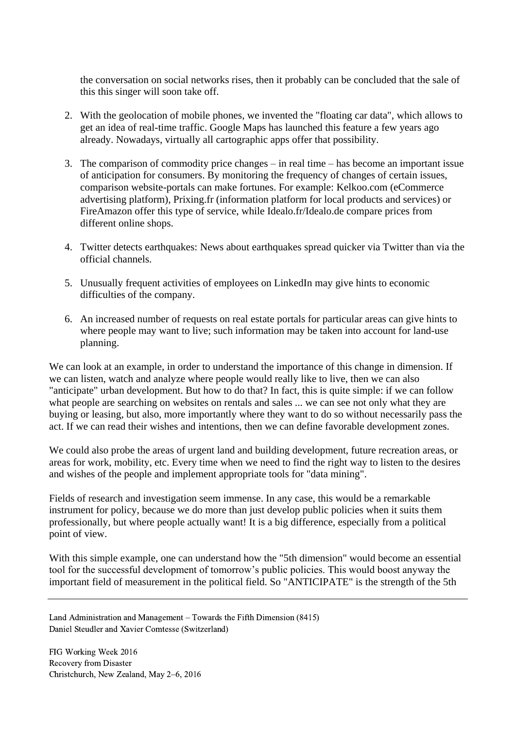the conversation on social networks rises, then it probably can be concluded that the sale of this this singer will soon take off.

2. With the geolocation of mobile phones, we invented the "floating car data", which allows to get an idea of real-time traffic. Google Maps has launched this feature a few years ago already. Nowadays, virtually all cartographic apps offer that possibility.

3. The comparison of commodity price changes – in real time – has become an important issue of anticipation for consumers. By monitoring the frequency of changes of certain issues, comparison website-portals can make fortunes. For example: Kelkoo.com (eCommerce advertising platform), Prixing.fr (information platform for local products and services) or FireAmazon offer this type of service, while Idealo.fr/Idealo.de compare prices from different online shops.

4. Twitter detects earthquakes: News about earthquakes spread quicker via Twitter than via the official channels.

5. Unusually frequent activities of employees on LinkedIn may give hints to economic difficulties of the company.

6. An increased number of requests on real estate portals for particular areas can give hints to where people may want to live; such information may be taken into account for land-use planning.

We can look at an example, in order to understand the importance of this change in dimension. If we can listen, watch and analyze where people would really like to live, then we can also "anticipate" urban development. But how to do that? In fact, this is quite simple: if we can follow what people are searching on websites on rentals and sales ... we can see not only what they are buying or leasing, but also, more importantly where they want to do so without necessarily pass the act. If we can read their wishes and intentions, then we can define favorable development zones.

We could also probe the areas of urgent land and building development, future recreation areas, or areas for work, mobility, etc. Every time when we need to find the right way to listen to the desires and wishes of the people and implement appropriate tools for "data mining".

Fields of research and investigation seem immense. In any case, this would be a remarkable instrument for policy, because we do more than just develop public policies when it suits them professionally, but where people actually want! It is a big difference, especially from a political point of view.

With this simple example, one can understand how the "5th dimension" would become an essential tool for the successful development of tomorrow's public policies. This would boost anyway the important field of measurement in the political field. So "ANTICIPATE" is the strength of the 5th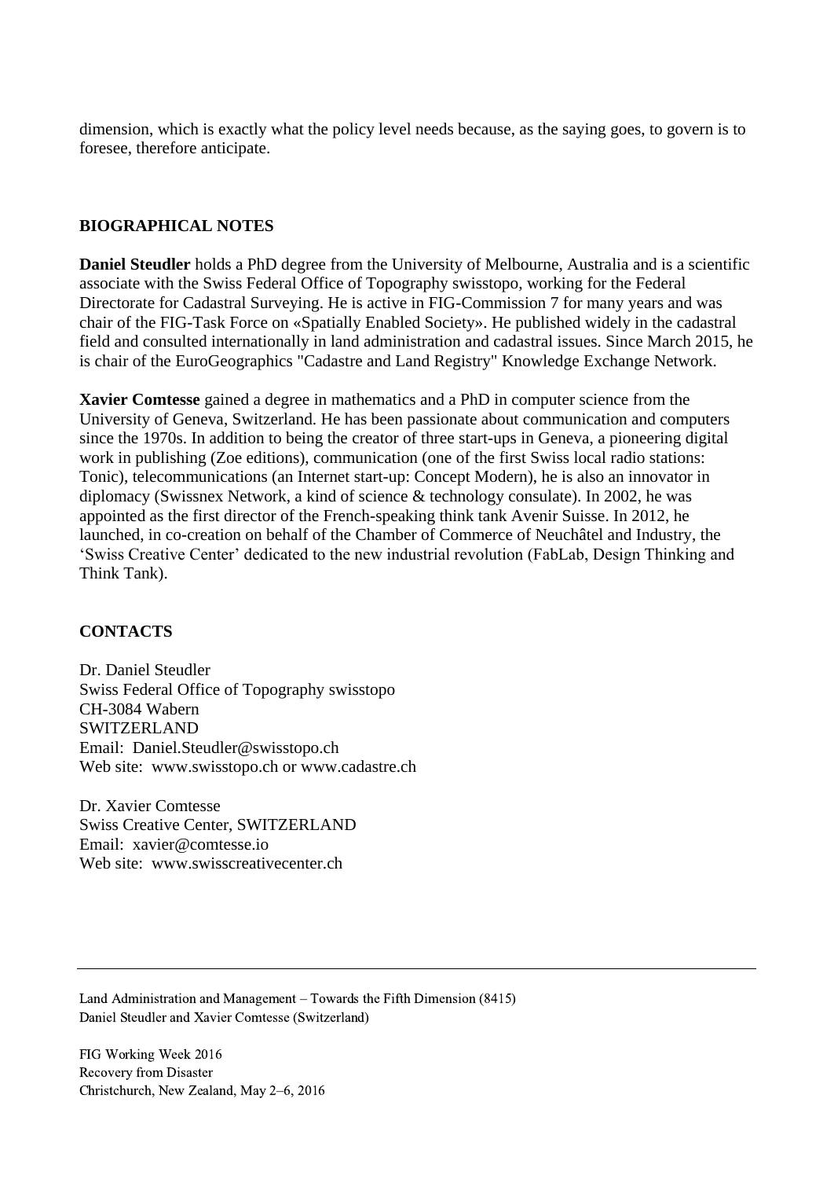dimension, which is exactly what the policy level needs because, as the saying goes, to govern is to foresee, therefore anticipate.

## BIOGRAPHICAL NOTES

**Daniel Steudler** holds a PhD degree from the University of Melbourne, Australia and is a scientific associate with the Swiss Federal Office of Topography swisstopo, working for the Federal Directorate for Cadastral Surveying. He is active in FIG-Commission 7 for many years and was chair of the FIG-Task Force on «Spatially Enabled Society». He published widely in the cadastral field and consulted internationally in land administration and cadastral issues. Since March 2015, he is chair of the EuroGeographics "Cadastre and Land Registry" Knowledge Exchange Network.

**Xavier Comtesse** gained a degree in mathematics and a PhD in computer science from the University of Geneva, Switzerland. He has been passionate about communication and computers since the 1970s. In addition to being the creator of three start-ups in Geneva, a pioneering digital work in publishing (Zoe editions), communication (one of the first Swiss local radio stations: Tonic), telecommunications (an Internet start-up: Concept Modern), he is also an innovator in diplomacy (Swissnex Network, a kind of science & technology consulate). In 2002, he was appointed as the first director of the French-speaking think tank Avenir Suisse. In 2012, he launched, in co-creation on behalf of the Chamber of Commerce of Neuchâtel and Industry, the 'Swiss Creative Center' dedicated to the new industrial revolution (FabLab, Design Thinking and Think Tank).

## CONTACTS

Dr. Daniel Steudler
Swiss Federal Office of Topography swisstopo
CH-3084 Wabern
SWITZERLAND
Email: Daniel.Steudler@swisstopo.ch
Web site: www.swisstopo.ch or www.cadastre.ch

Dr. Xavier Comtesse
Swiss Creative Center, SWITZERLAND
Email: xavier@comtesse.io
Web site: www.swisscreativecenter.ch